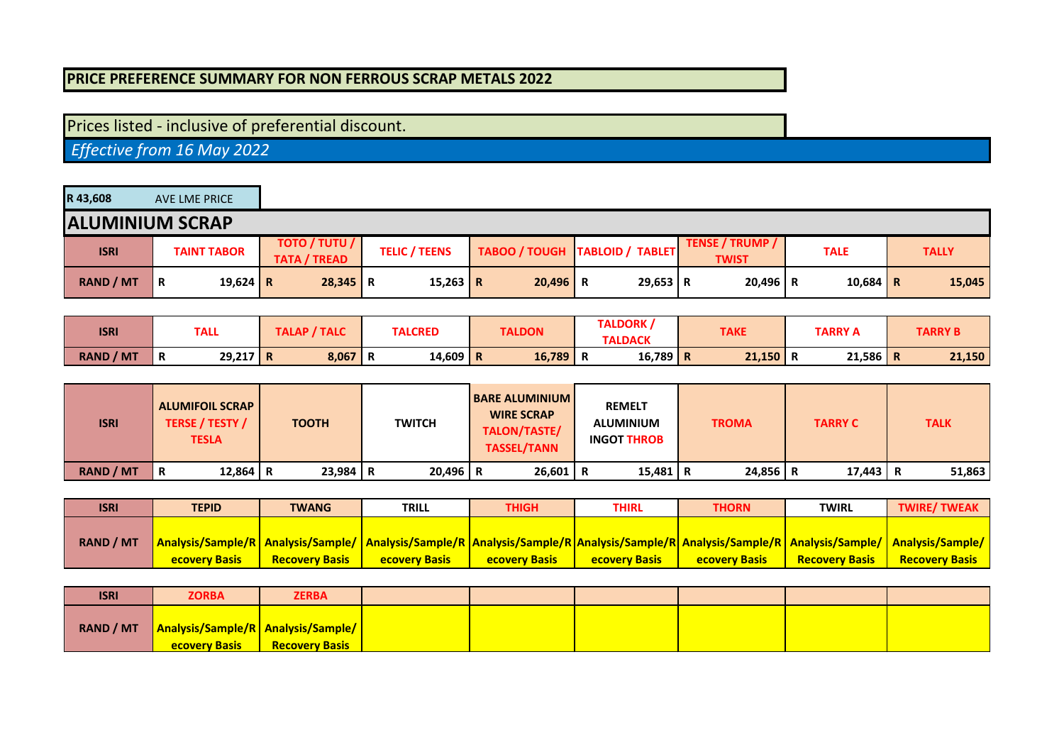**PRICE PREFERENCE SUMMARY FOR NON FERROUS SCRAP METALS 2022**

Prices listed - inclusive of preferential discount.

*Effective from 16 May 2022*

| R 43,608 | AVE LME PRICE |
|---|---|

## ALUMINIUM SCRAP

| ISRI | TAINT TABOR | TOTO / TUTU / TATA / TREAD | TELIC / TEENS | TABOO / TOUGH | TABLOID / TABLET | TENSE / TRUMP / TWIST | TALE | TALLY |
|---|---|---|---|---|---|---|---|---|
| RAND / MT | R 19,624 | R 28,345 | R 15,263 | R 20,496 | R 29,653 | R 20,496 | R 10,684 | R 15,045 |

| ISRI | TALL | TALAP / TALC | TALCRED | TALDON | TALDORK / TALDACK | TAKE | TARRY A | TARRY B |
|---|---|---|---|---|---|---|---|---|
| RAND / MT | R 29,217 | R 8,067 | R 14,609 | R 16,789 | R 16,789 | R 21,150 | R 21,586 | R 21,150 |

| ISRI | ALUMIFOIL SCRAP TERSE / TESTY / TESLA | TOOTH | TWITCH | BARE ALUMINIUM WIRE SCRAP TALON/TASTE/ TASSEL/TANN | REMELT ALUMINIUM INGOT THROB | TROMA | TARRY C | TALK |
|---|---|---|---|---|---|---|---|---|
| RAND / MT | R 12,864 | R 23,984 | R 20,496 | R 26,601 | R 15,481 | R 24,856 | R 17,443 | R 51,863 |

| ISRI | TEPID | TWANG | TRILL | THIGH | THIRL | THORN | TWIRL | TWIRE/ TWEAK |
|---|---|---|---|---|---|---|---|---|
| RAND / MT | Analysis/Sample/Recovery Basis | Analysis/Sample/ Recovery Basis | Analysis/Sample/Recovery Basis | Analysis/Sample/Recovery Basis | Analysis/Sample/Recovery Basis | Analysis/Sample/Recovery Basis | Analysis/Sample/ Recovery Basis | Analysis/Sample/ Recovery Basis |

| ISRI | ZORBA | ZERBA | | | | | | |
|---|---|---|---|---|---|---|---|---|
| RAND / MT | Analysis/Sample/Recovery Basis | Analysis/Sample/ Recovery Basis | | | | | | |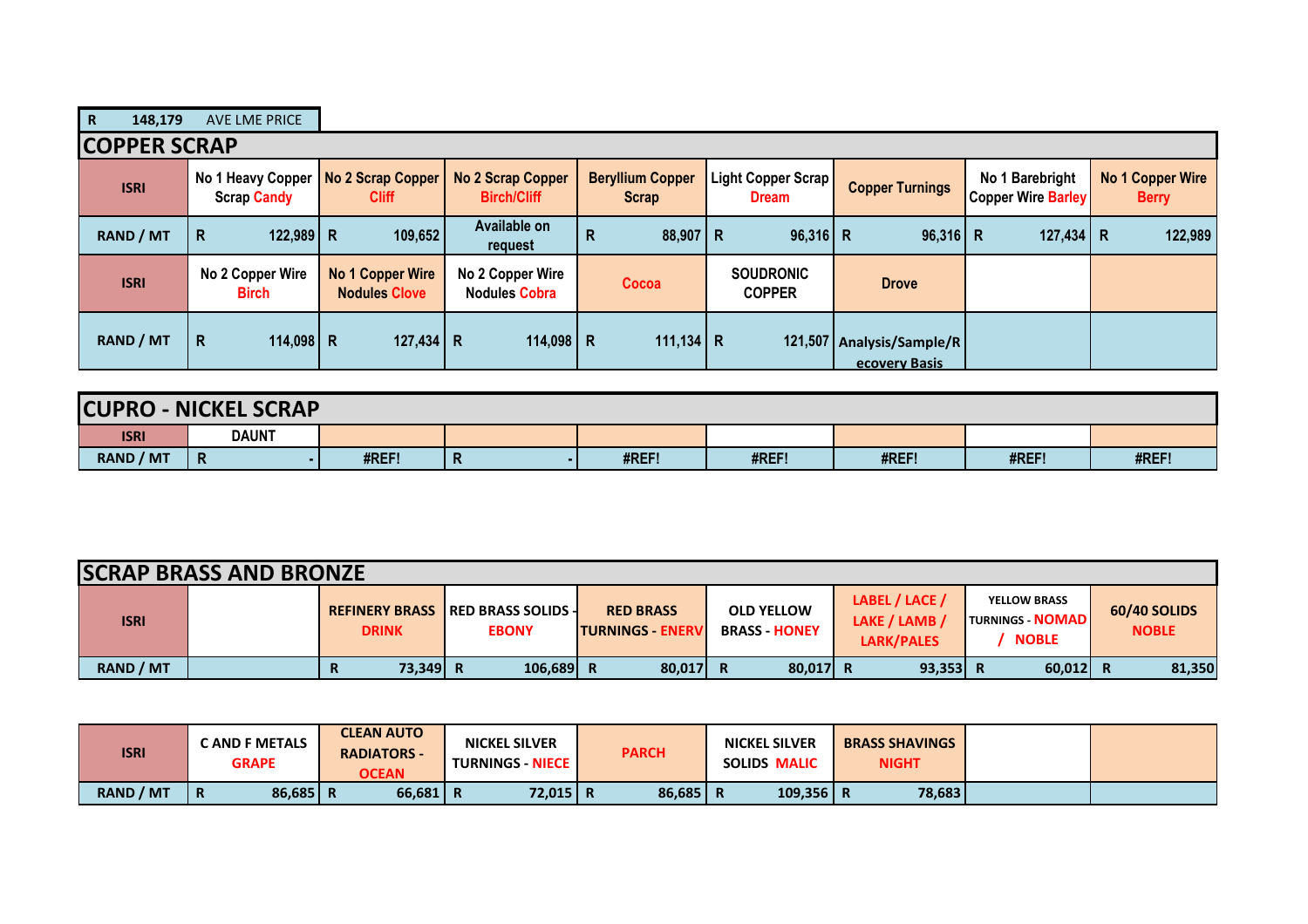| R | 148,179 | AVE LME PRICE |
|---|---|---|

## COPPER SCRAP

| ISRI | No 1 Heavy Copper Scrap Candy | No 2 Scrap Copper Cliff | No 2 Scrap Copper Birch/Cliff | Beryllium Copper Scrap | Light Copper Scrap Dream | Copper Turnings | No 1 Barebright Copper Wire Barley | No 1 Copper Wire Berry |
|---|---|---|---|---|---|---|---|---|
| RAND / MT | R 122,989 | R 109,652 | Available on request | R 88,907 | R 96,316 | R 96,316 | R 127,434 | R 122,989 |
| ISRI | No 2 Copper Wire Birch | No 1 Copper Wire Nodules Clove | No 2 Copper Wire Nodules Cobra | Cocoa | SOUDRONIC COPPER | Drove | | |
| RAND / MT | R 114,098 | R 127,434 | R 114,098 | R 111,134 | R 121,507 | Analysis/Sample/Recovery Basis | | |

## CUPRO - NICKEL SCRAP

| ISRI | DAUNT | | | | | | | |
|---|---|---|---|---|---|---|---|---|
| RAND / MT | R - | #REF! | R - | #REF! | #REF! | #REF! | #REF! | #REF! |

## SCRAP BRASS AND BRONZE

| ISRI | | REFINERY BRASS DRINK | RED BRASS SOLIDS - EBONY | RED BRASS TURNINGS - ENERV | OLD YELLOW BRASS - HONEY | LABEL / LACE / LAKE / LAMB / LARK/PALES | YELLOW BRASS TURNINGS - NOMAD / NOBLE | 60/40 SOLIDS NOBLE |
|---|---|---|---|---|---|---|---|---|
| RAND / MT | | R 73,349 | R 106,689 | R 80,017 | R 80,017 | R 93,353 | R 60,012 | R 81,350 |

| ISRI | C AND F METALS GRAPE | CLEAN AUTO RADIATORS - OCEAN | NICKEL SILVER TURNINGS - NIECE | PARCH | NICKEL SILVER SOLIDS MALIC | BRASS SHAVINGS NIGHT | | |
|---|---|---|---|---|---|---|---|---|
| RAND / MT | R 86,685 | R 66,681 | R 72,015 | R 86,685 | R 109,356 | R 78,683 | | |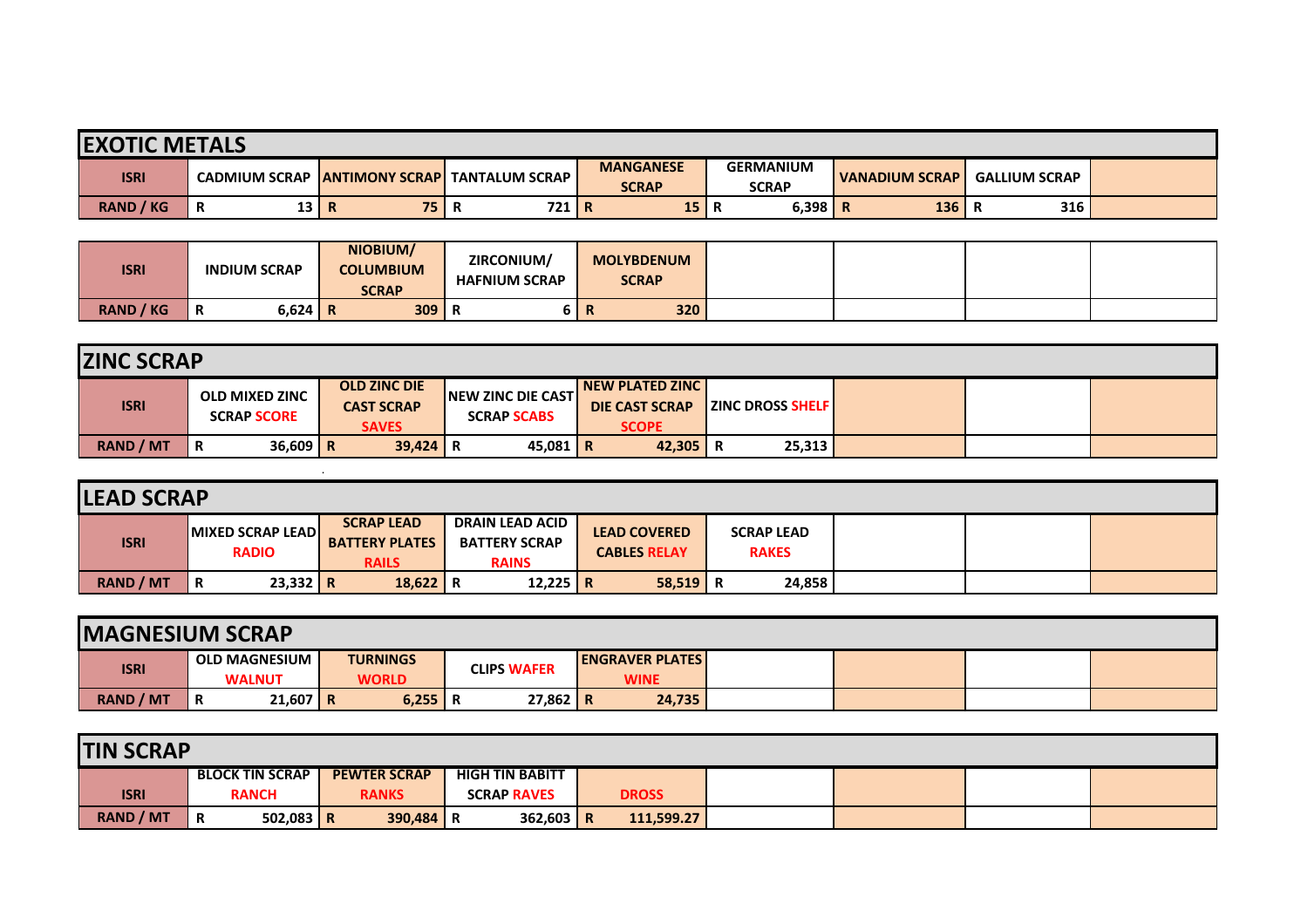## EXOTIC METALS

| ISRI | CADMIUM SCRAP | ANTIMONY SCRAP | TANTALUM SCRAP | MANGANESE SCRAP | GERMANIUM SCRAP | VANADIUM SCRAP | GALLIUM SCRAP | |
|---|---|---|---|---|---|---|---|---|
| RAND / KG | R 13 | R 75 | R 721 | R 15 | R 6,398 | R 136 | R 316 | |

| ISRI | INDIUM SCRAP | NIOBIUM/ COLUMBIUM SCRAP | ZIRCONIUM/ HAFNIUM SCRAP | MOLYBDENUM SCRAP | | | | |
|---|---|---|---|---|---|---|---|---|
| RAND / KG | R 6,624 | R 309 | R 6 | R 320 | | | | |

## ZINC SCRAP

| ISRI | OLD MIXED ZINC SCRAP SCORE | OLD ZINC DIE CAST SCRAP SAVES | NEW ZINC DIE CAST SCRAP SCABS | NEW PLATED ZINC DIE CAST SCRAP SCOPE | ZINC DROSS SHELF | | | |
|---|---|---|---|---|---|---|---|---|
| RAND / MT | R 36,609 | R 39,424 | R 45,081 | R 42,305 | R 25,313 | | | |

## LEAD SCRAP

| ISRI | MIXED SCRAP LEAD RADIO | SCRAP LEAD BATTERY PLATES RAILS | DRAIN LEAD ACID BATTERY SCRAP RAINS | LEAD COVERED CABLES RELAY | SCRAP LEAD RAKES | | | |
|---|---|---|---|---|---|---|---|---|
| RAND / MT | R 23,332 | R 18,622 | R 12,225 | R 58,519 | R 24,858 | | | |

## MAGNESIUM SCRAP

| ISRI | OLD MAGNESIUM WALNUT | TURNINGS WORLD | CLIPS WAFER | ENGRAVER PLATES WINE | | | | |
|---|---|---|---|---|---|---|---|---|
| RAND / MT | R 21,607 | R 6,255 | R 27,862 | R 24,735 | | | | |

## TIN SCRAP

| ISRI | BLOCK TIN SCRAP RANCH | PEWTER SCRAP RANKS | HIGH TIN BABITT SCRAP RAVES | DROSS | | | | |
|---|---|---|---|---|---|---|---|---|
| RAND / MT | R 502,083 | R 390,484 | R 362,603 | R 111,599.27 | | | | |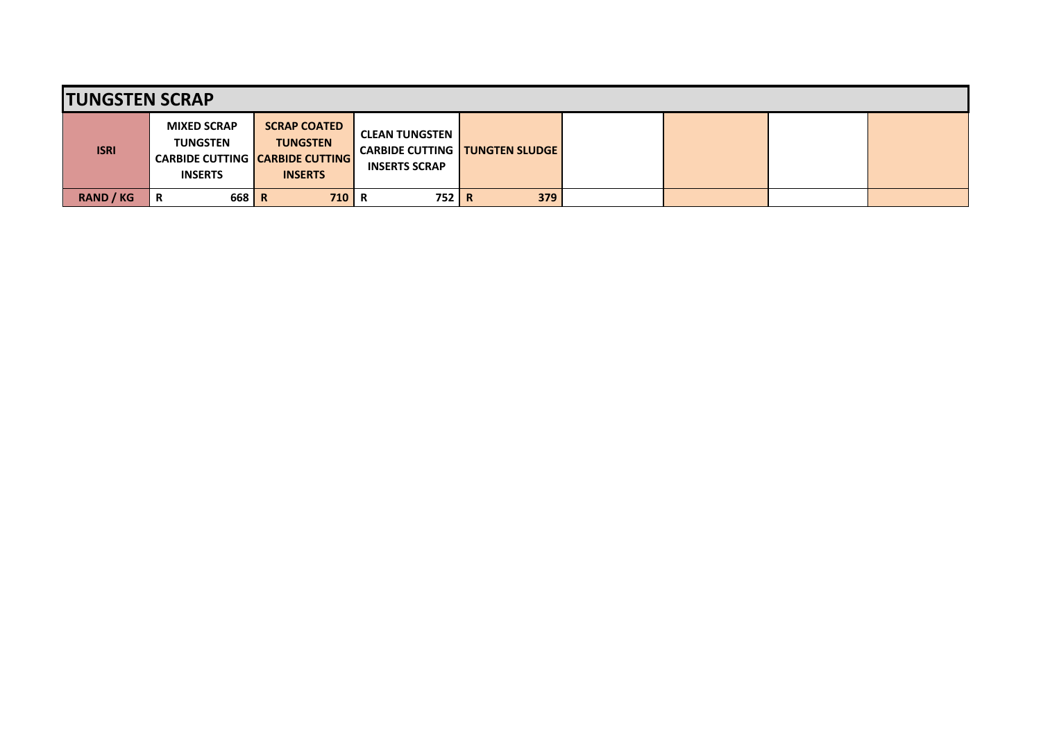## TUNGSTEN SCRAP

| ISRI | MIXED SCRAP TUNGSTEN CARBIDE CUTTING INSERTS | SCRAP COATED TUNGSTEN CARBIDE CUTTING INSERTS | CLEAN TUNGSTEN CARBIDE CUTTING INSERTS SCRAP | TUNGTEN SLUDGE | | | | |
|---|---|---|---|---|---|---|---|---|
| RAND / KG | R 668 | R 710 | R 752 | R 379 | | | | |